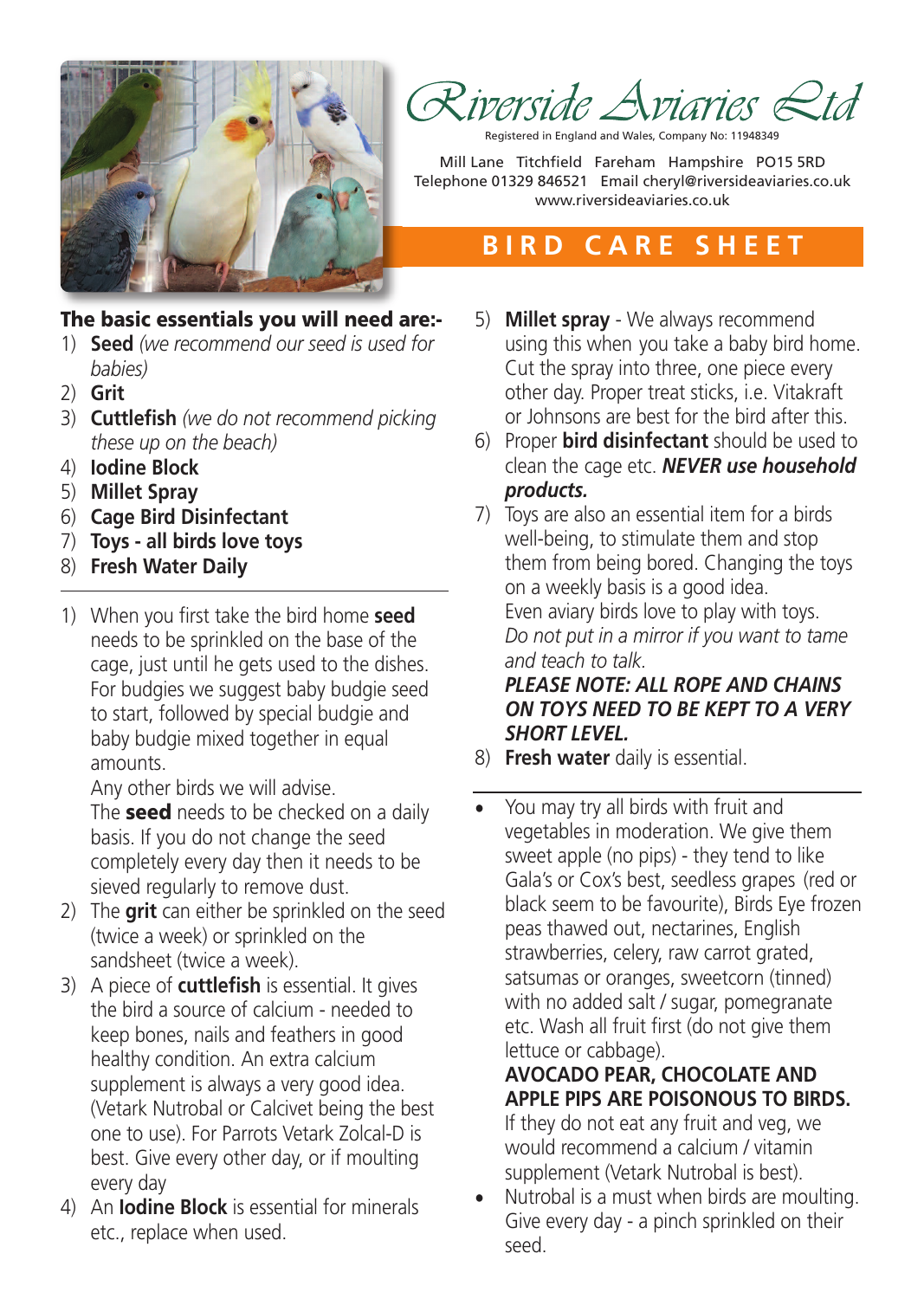# Riverside Aviaries Ltd

Registered in England and Wales, Company No: 11948349

Mill Lane Titchfield Fareham Hampshire PO15 5RD
Telephone 01329 846521 Email cheryl@riversideaviaries.co.uk
www.riversideaviaries.co.uk

## BIRD CARE SHEET

**The basic essentials you will need are:-**

1) **Seed** *(we recommend our seed is used for babies)*
2) **Grit**
3) **Cuttlefish** *(we do not recommend picking these up on the beach)*
4) **Iodine Block**
5) **Millet Spray**
6) **Cage Bird Disinfectant**
7) **Toys - all birds love toys**
8) **Fresh Water Daily**

---

1) When you first take the bird home **seed** needs to be sprinkled on the base of the cage, just until he gets used to the dishes. For budgies we suggest baby budgie seed to start, followed by special budgie and baby budgie mixed together in equal amounts.
   Any other birds we will advise.
   The **seed** needs to be checked on a daily basis. If you do not change the seed completely every day then it needs to be sieved regularly to remove dust.
2) The **grit** can either be sprinkled on the seed (twice a week) or sprinkled on the sandsheet (twice a week).
3) A piece of **cuttlefish** is essential. It gives the bird a source of calcium - needed to keep bones, nails and feathers in good healthy condition. An extra calcium supplement is always a very good idea. (Vetark Nutrobal or Calcivet being the best one to use). For Parrots Vetark Zolcal-D is best. Give every other day, or if moulting every day
4) An **Iodine Block** is essential for minerals etc., replace when used.
5) **Millet spray** - We always recommend using this when you take a baby bird home. Cut the spray into three, one piece every other day. Proper treat sticks, i.e. Vitakraft or Johnsons are best for the bird after this.
6) Proper **bird disinfectant** should be used to clean the cage etc. ***NEVER use household products.***
7) Toys are also an essential item for a birds well-being, to stimulate them and stop them from being bored. Changing the toys on a weekly basis is a good idea.
   Even aviary birds love to play with toys.
   *Do not put in a mirror if you want to tame and teach to talk.*
   ***PLEASE NOTE: ALL ROPE AND CHAINS ON TOYS NEED TO BE KEPT TO A VERY SHORT LEVEL.***
8) **Fresh water** daily is essential.

---

- You may try all birds with fruit and vegetables in moderation. We give them sweet apple (no pips) - they tend to like Gala's or Cox's best, seedless grapes (red or black seem to be favourite), Birds Eye frozen peas thawed out, nectarines, English strawberries, celery, raw carrot grated, satsumas or oranges, sweetcorn (tinned) with no added salt / sugar, pomegranate etc. Wash all fruit first (do not give them lettuce or cabbage).
  **AVOCADO PEAR, CHOCOLATE AND APPLE PIPS ARE POISONOUS TO BIRDS.**
  If they do not eat any fruit and veg, we would recommend a calcium / vitamin supplement (Vetark Nutrobal is best).
- Nutrobal is a must when birds are moulting. Give every day - a pinch sprinkled on their seed.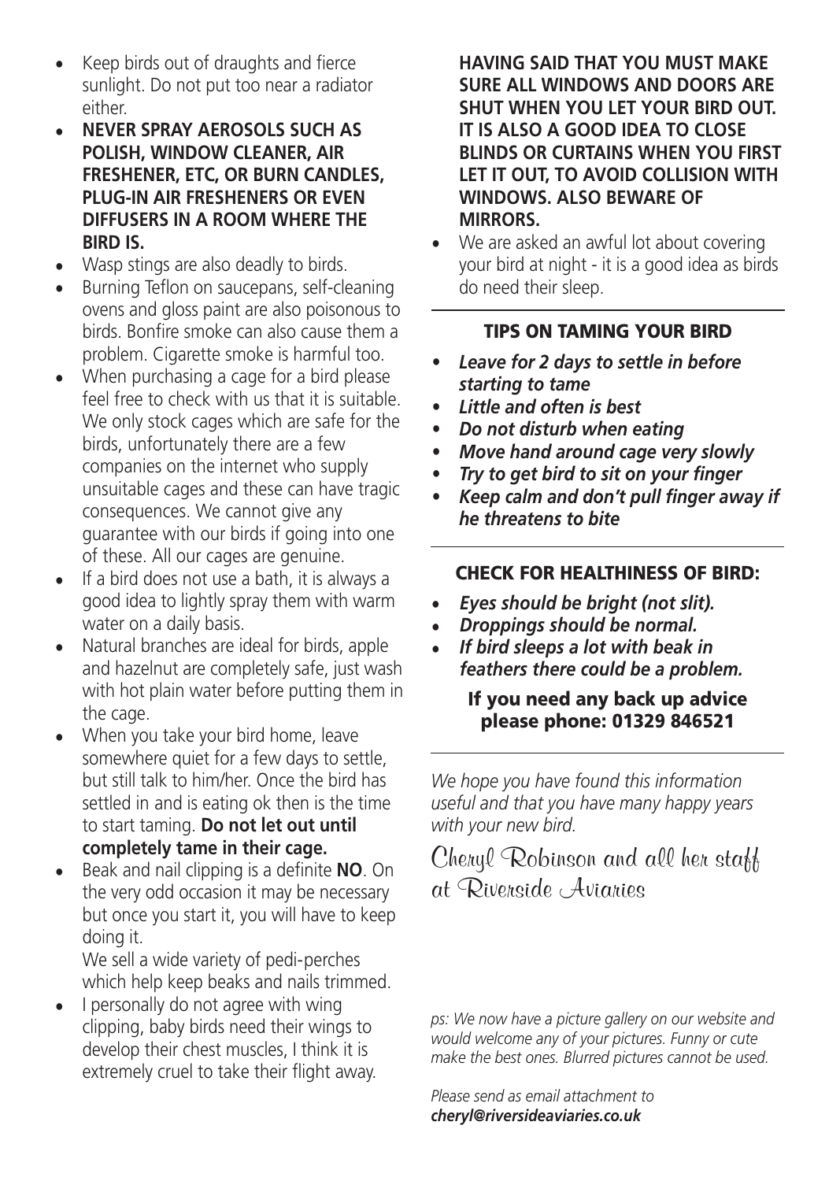- Keep birds out of draughts and fierce sunlight. Do not put too near a radiator either.
- **NEVER SPRAY AEROSOLS SUCH AS POLISH, WINDOW CLEANER, AIR FRESHENER, ETC, OR BURN CANDLES, PLUG-IN AIR FRESHENERS OR EVEN DIFFUSERS IN A ROOM WHERE THE BIRD IS.**
- Wasp stings are also deadly to birds.
- Burning Teflon on saucepans, self-cleaning ovens and gloss paint are also poisonous to birds. Bonfire smoke can also cause them a problem. Cigarette smoke is harmful too.
- When purchasing a cage for a bird please feel free to check with us that it is suitable. We only stock cages which are safe for the birds, unfortunately there are a few companies on the internet who supply unsuitable cages and these can have tragic consequences. We cannot give any guarantee with our birds if going into one of these. All our cages are genuine.
- If a bird does not use a bath, it is always a good idea to lightly spray them with warm water on a daily basis.
- Natural branches are ideal for birds, apple and hazelnut are completely safe, just wash with hot plain water before putting them in the cage.
- When you take your bird home, leave somewhere quiet for a few days to settle, but still talk to him/her. Once the bird has settled in and is eating ok then is the time to start taming. **Do not let out until completely tame in their cage.**
- Beak and nail clipping is a definite **NO**. On the very odd occasion it may be necessary but once you start it, you will have to keep doing it.

  We sell a wide variety of pedi-perches which help keep beaks and nails trimmed.
- I personally do not agree with wing clipping, baby birds need their wings to develop their chest muscles, I think it is extremely cruel to take their flight away.

  **HAVING SAID THAT YOU MUST MAKE SURE ALL WINDOWS AND DOORS ARE SHUT WHEN YOU LET YOUR BIRD OUT. IT IS ALSO A GOOD IDEA TO CLOSE BLINDS OR CURTAINS WHEN YOU FIRST LET IT OUT, TO AVOID COLLISION WITH WINDOWS. ALSO BEWARE OF MIRRORS.**
- We are asked an awful lot about covering your bird at night - it is a good idea as birds do need their sleep.

## TIPS ON TAMING YOUR BIRD

- ***Leave for 2 days to settle in before starting to tame***
- ***Little and often is best***
- ***Do not disturb when eating***
- ***Move hand around cage very slowly***
- ***Try to get bird to sit on your finger***
- ***Keep calm and don't pull finger away if he threatens to bite***

## CHECK FOR HEALTHINESS OF BIRD:

- ***Eyes should be bright (not slit).***
- ***Droppings should be normal.***
- ***If bird sleeps a lot with beak in feathers there could be a problem.***

**If you need any back up advice please phone: 01329 846521**

*We hope you have found this information useful and that you have many happy years with your new bird.*

*Cheryl Robinson and all her staff at Riverside Aviaries*

*ps: We now have a picture gallery on our website and would welcome any of your pictures. Funny or cute make the best ones. Blurred pictures cannot be used.*

*Please send as email attachment to **cheryl@riversideaviaries.co.uk***